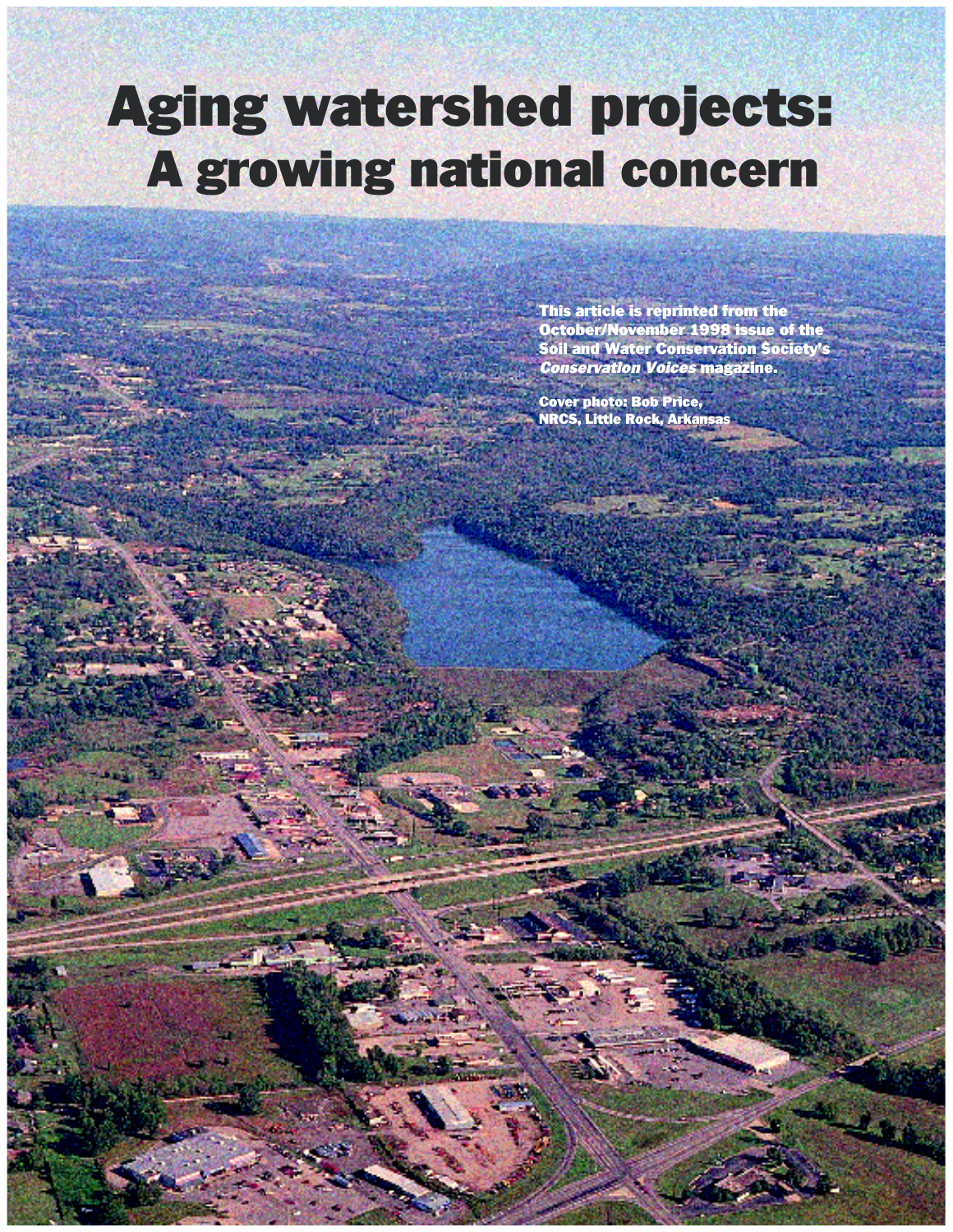# Aging watershed projects: A growing national concern

**This article is reprinted from the October/November 1998 issue of the Soil and Water Conservation Society's *Conservation Voices* magazine.**

**Cover photo: Bob Price, NRCS, Little Rock, Arkansas**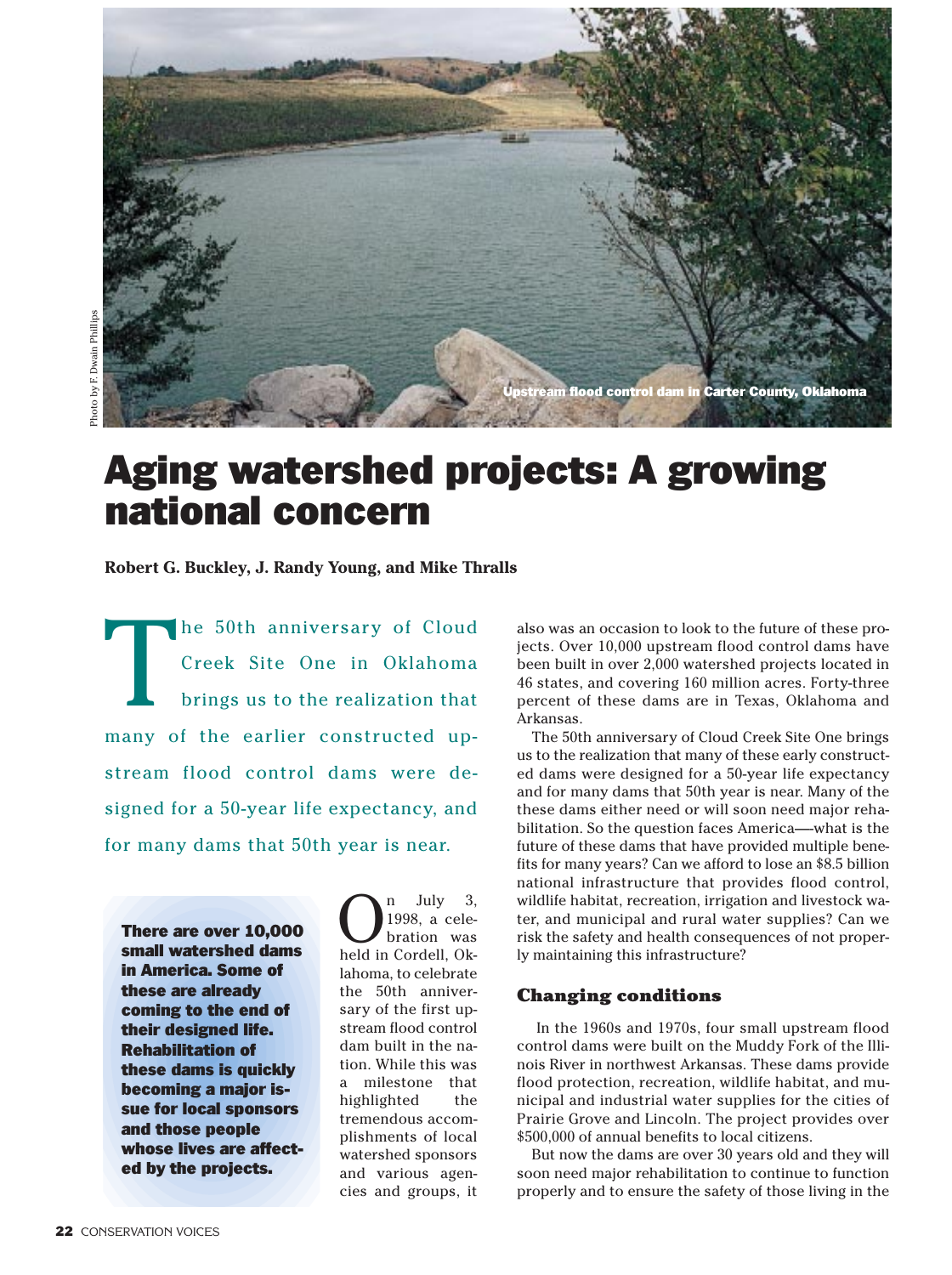Upstream flood control dam in Carter County, Oklahoma

Photo by F. Dwain Phillips

# Aging watershed projects: A growing national concern

**Robert G. Buckley, J. Randy Young, and Mike Thralls**

The 50th anniversary of Cloud Creek Site One in Oklahoma brings us to the realization that many of the earlier constructed upstream flood control dams were designed for a 50-year life expectancy, and for many dams that 50th year is near.

**There are over 10,000 small watershed dams in America. Some of these are already coming to the end of their designed life. Rehabilitation of these dams is quickly becoming a major issue for local sponsors and those people whose lives are affected by the projects.**

On July 3, 1998, a celebration was held in Cordell, Oklahoma, to celebrate the 50th anniversary of the first upstream flood control dam built in the nation. While this was a milestone that highlighted the tremendous accomplishments of local watershed sponsors and various agencies and groups, it also was an occasion to look to the future of these projects. Over 10,000 upstream flood control dams have been built in over 2,000 watershed projects located in 46 states, and covering 160 million acres. Forty-three percent of these dams are in Texas, Oklahoma and Arkansas.

The 50th anniversary of Cloud Creek Site One brings us to the realization that many of these early constructed dams were designed for a 50-year life expectancy and for many dams that 50th year is near. Many of the these dams either need or will soon need major rehabilitation. So the question faces America—what is the future of these dams that have provided multiple benefits for many years? Can we afford to lose an $8.5 billion national infrastructure that provides flood control, wildlife habitat, recreation, irrigation and livestock water, and municipal and rural water supplies? Can we risk the safety and health consequences of not properly maintaining this infrastructure?

## Changing conditions

In the 1960s and 1970s, four small upstream flood control dams were built on the Muddy Fork of the Illinois River in northwest Arkansas. These dams provide flood protection, recreation, wildlife habitat, and municipal and industrial water supplies for the cities of Prairie Grove and Lincoln. The project provides over $500,000 of annual benefits to local citizens.

But now the dams are over 30 years old and they will soon need major rehabilitation to continue to function properly and to ensure the safety of those living in the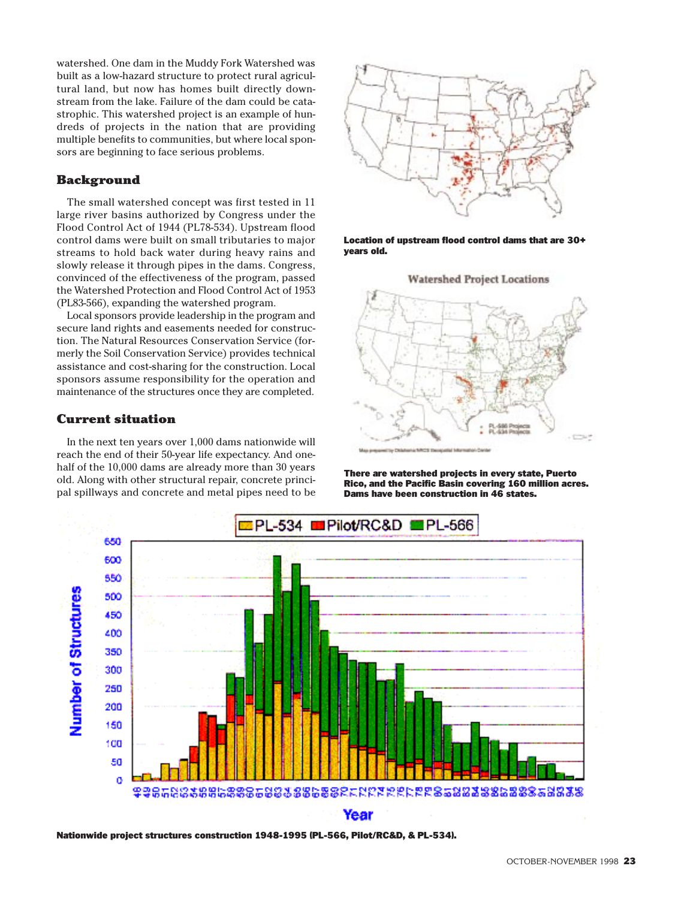watershed. One dam in the Muddy Fork Watershed was built as a low-hazard structure to protect rural agricultural land, but now has homes built directly downstream from the lake. Failure of the dam could be catastrophic. This watershed project is an example of hundreds of projects in the nation that are providing multiple benefits to communities, but where local sponsors are beginning to face serious problems.

## Background

The small watershed concept was first tested in 11 large river basins authorized by Congress under the Flood Control Act of 1944 (PL78-534). Upstream flood control dams were built on small tributaries to major streams to hold back water during heavy rains and slowly release it through pipes in the dams. Congress, convinced of the effectiveness of the program, passed the Watershed Protection and Flood Control Act of 1953 (PL83-566), expanding the watershed program.

Local sponsors provide leadership in the program and secure land rights and easements needed for construction. The Natural Resources Conservation Service (formerly the Soil Conservation Service) provides technical assistance and cost-sharing for the construction. Local sponsors assume responsibility for the operation and maintenance of the structures once they are completed.

## Current situation

In the next ten years over 1,000 dams nationwide will reach the end of their 50-year life expectancy. And one-half of the 10,000 dams are already more than 30 years old. Along with other structural repair, concrete principal spillways and concrete and metal pipes need to be

**Location of upstream flood control dams that are 30+ years old.**

**There are watershed projects in every state, Puerto Rico, and the Pacific Basin covering 160 million acres. Dams have been construction in 46 states.**

**Nationwide project structures construction 1948-1995 (PL-566, Pilot/RC&D, & PL-534).**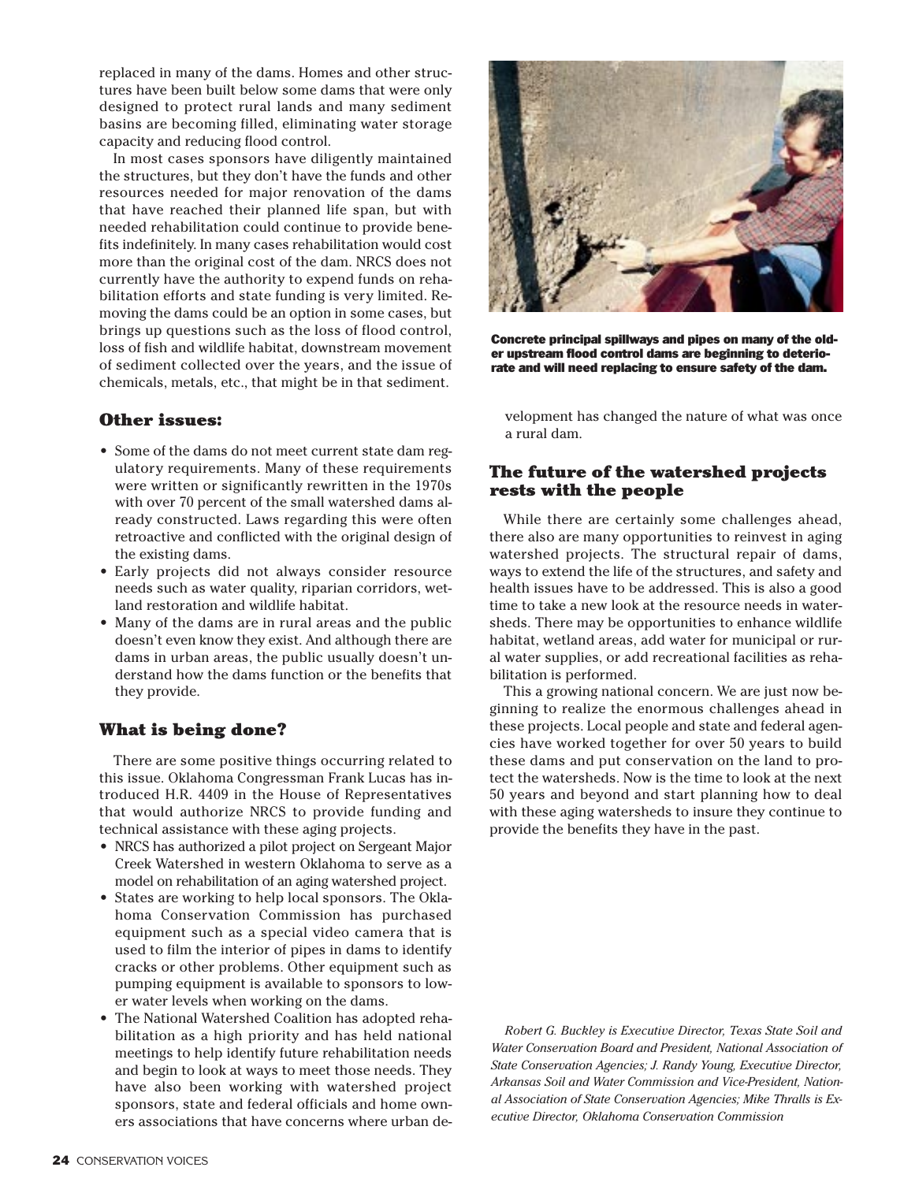replaced in many of the dams. Homes and other structures have been built below some dams that were only designed to protect rural lands and many sediment basins are becoming filled, eliminating water storage capacity and reducing flood control.

In most cases sponsors have diligently maintained the structures, but they don't have the funds and other resources needed for major renovation of the dams that have reached their planned life span, but with needed rehabilitation could continue to provide benefits indefinitely. In many cases rehabilitation would cost more than the original cost of the dam. NRCS does not currently have the authority to expend funds on rehabilitation efforts and state funding is very limited. Removing the dams could be an option in some cases, but brings up questions such as the loss of flood control, loss of fish and wildlife habitat, downstream movement of sediment collected over the years, and the issue of chemicals, metals, etc., that might be in that sediment.

**Concrete principal spillways and pipes on many of the older upstream flood control dams are beginning to deteriorate and will need replacing to ensure safety of the dam.**

## Other issues:

- Some of the dams do not meet current state dam regulatory requirements. Many of these requirements were written or significantly rewritten in the 1970s with over 70 percent of the small watershed dams already constructed. Laws regarding this were often retroactive and conflicted with the original design of the existing dams.
- Early projects did not always consider resource needs such as water quality, riparian corridors, wetland restoration and wildlife habitat.
- Many of the dams are in rural areas and the public doesn't even know they exist. And although there are dams in urban areas, the public usually doesn't understand how the dams function or the benefits that they provide.

## What is being done?

There are some positive things occurring related to this issue. Oklahoma Congressman Frank Lucas has introduced H.R. 4409 in the House of Representatives that would authorize NRCS to provide funding and technical assistance with these aging projects.

- NRCS has authorized a pilot project on Sergeant Major Creek Watershed in western Oklahoma to serve as a model on rehabilitation of an aging watershed project.
- States are working to help local sponsors. The Oklahoma Conservation Commission has purchased equipment such as a special video camera that is used to film the interior of pipes in dams to identify cracks or other problems. Other equipment such as pumping equipment is available to sponsors to lower water levels when working on the dams.
- The National Watershed Coalition has adopted rehabilitation as a high priority and has held national meetings to help identify future rehabilitation needs and begin to look at ways to meet those needs. They have also been working with watershed project sponsors, state and federal officials and home owners associations that have concerns where urban development has changed the nature of what was once a rural dam.

## The future of the watershed projects rests with the people

While there are certainly some challenges ahead, there also are many opportunities to reinvest in aging watershed projects. The structural repair of dams, ways to extend the life of the structures, and safety and health issues have to be addressed. This is also a good time to take a new look at the resource needs in watersheds. There may be opportunities to enhance wildlife habitat, wetland areas, add water for municipal or rural water supplies, or add recreational facilities as rehabilitation is performed.

This a growing national concern. We are just now beginning to realize the enormous challenges ahead in these projects. Local people and state and federal agencies have worked together for over 50 years to build these dams and put conservation on the land to protect the watersheds. Now is the time to look at the next 50 years and beyond and start planning how to deal with these aging watersheds to insure they continue to provide the benefits they have in the past.

*Robert G. Buckley is Executive Director, Texas State Soil and Water Conservation Board and President, National Association of State Conservation Agencies; J. Randy Young, Executive Director, Arkansas Soil and Water Commission and Vice-President, National Association of State Conservation Agencies; Mike Thralls is Executive Director, Oklahoma Conservation Commission*